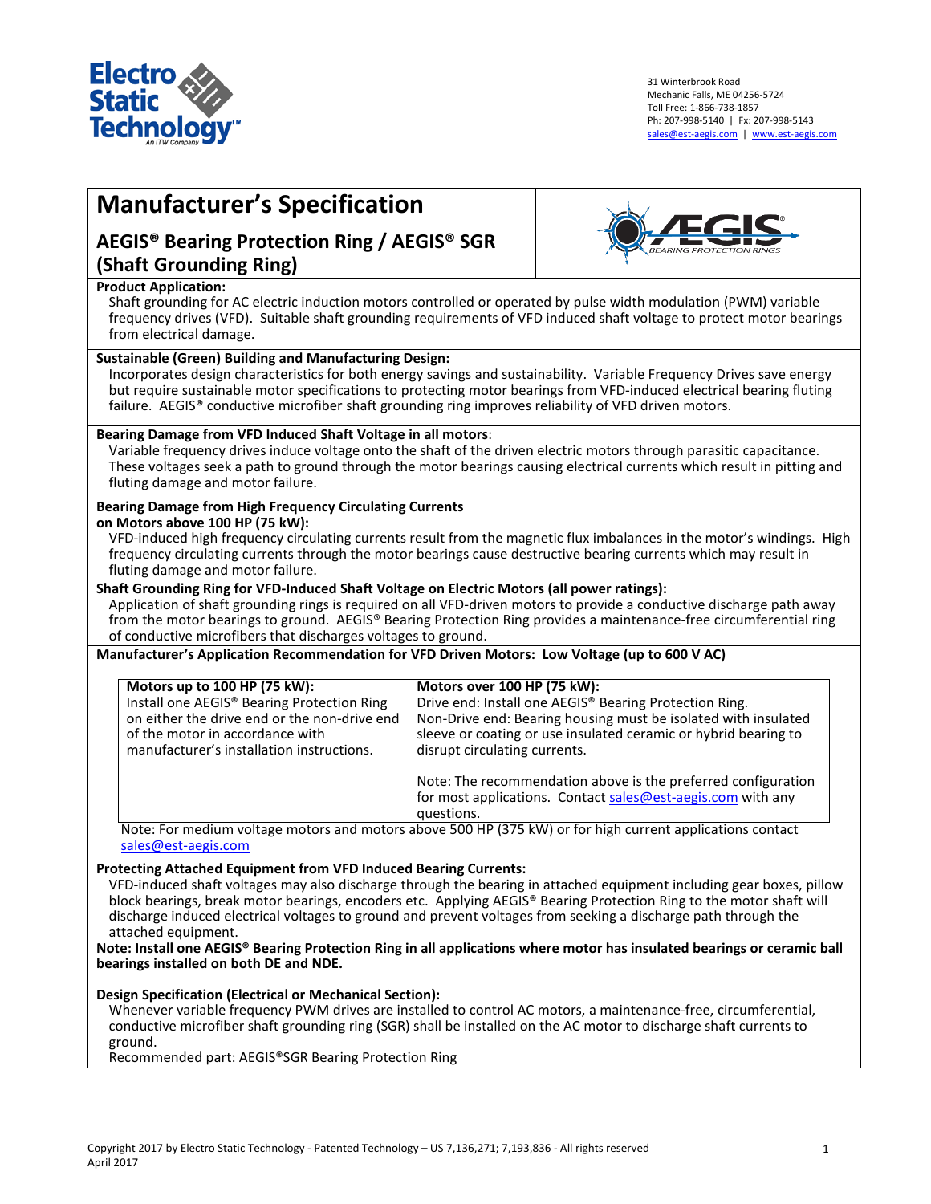Electro Static Technology
An ITW Company

31 Winterbrook Road
Mechanic Falls, ME 04256-5724
Toll Free: 1-866-738-1857
Ph: 207-998-5140 | Fx: 207-998-5143
sales@est-aegis.com | www.est-aegis.com

# Manufacturer's Specification

## AEGIS® Bearing Protection Ring / AEGIS® SGR (Shaft Grounding Ring)

**Product Application:**

Shaft grounding for AC electric induction motors controlled or operated by pulse width modulation (PWM) variable frequency drives (VFD). Suitable shaft grounding requirements of VFD induced shaft voltage to protect motor bearings from electrical damage.

**Sustainable (Green) Building and Manufacturing Design:**

Incorporates design characteristics for both energy savings and sustainability. Variable Frequency Drives save energy but require sustainable motor specifications to protecting motor bearings from VFD-induced electrical bearing fluting failure. AEGIS® conductive microfiber shaft grounding ring improves reliability of VFD driven motors.

**Bearing Damage from VFD Induced Shaft Voltage in all motors:**

Variable frequency drives induce voltage onto the shaft of the driven electric motors through parasitic capacitance. These voltages seek a path to ground through the motor bearings causing electrical currents which result in pitting and fluting damage and motor failure.

**Bearing Damage from High Frequency Circulating Currents on Motors above 100 HP (75 kW):**

VFD-induced high frequency circulating currents result from the magnetic flux imbalances in the motor's windings. High frequency circulating currents through the motor bearings cause destructive bearing currents which may result in fluting damage and motor failure.

**Shaft Grounding Ring for VFD-Induced Shaft Voltage on Electric Motors (all power ratings):**

Application of shaft grounding rings is required on all VFD-driven motors to provide a conductive discharge path away from the motor bearings to ground. AEGIS® Bearing Protection Ring provides a maintenance-free circumferential ring of conductive microfibers that discharges voltages to ground.

**Manufacturer's Application Recommendation for VFD Driven Motors: Low Voltage (up to 600 V AC)**

| **Motors up to 100 HP (75 kW):** | **Motors over 100 HP (75 kW):** |
|---|---|
| Install one AEGIS® Bearing Protection Ring on either the drive end or the non-drive end of the motor in accordance with manufacturer's installation instructions. | Drive end: Install one AEGIS® Bearing Protection Ring. Non-Drive end: Bearing housing must be isolated with insulated sleeve or coating or use insulated ceramic or hybrid bearing to disrupt circulating currents. <br><br> Note: The recommendation above is the preferred configuration for most applications. Contact sales@est-aegis.com with any questions. |

Note: For medium voltage motors and motors above 500 HP (375 kW) or for high current applications contact sales@est-aegis.com

**Protecting Attached Equipment from VFD Induced Bearing Currents:**

VFD-induced shaft voltages may also discharge through the bearing in attached equipment including gear boxes, pillow block bearings, break motor bearings, encoders etc. Applying AEGIS® Bearing Protection Ring to the motor shaft will discharge induced electrical voltages to ground and prevent voltages from seeking a discharge path through the attached equipment.

**Note: Install one AEGIS® Bearing Protection Ring in all applications where motor has insulated bearings or ceramic ball bearings installed on both DE and NDE.**

**Design Specification (Electrical or Mechanical Section):**

Whenever variable frequency PWM drives are installed to control AC motors, a maintenance-free, circumferential, conductive microfiber shaft grounding ring (SGR) shall be installed on the AC motor to discharge shaft currents to ground.

Recommended part: AEGIS®SGR Bearing Protection Ring

Copyright 2017 by Electro Static Technology - Patented Technology – US 7,136,271; 7,193,836 - All rights reserved
April 2017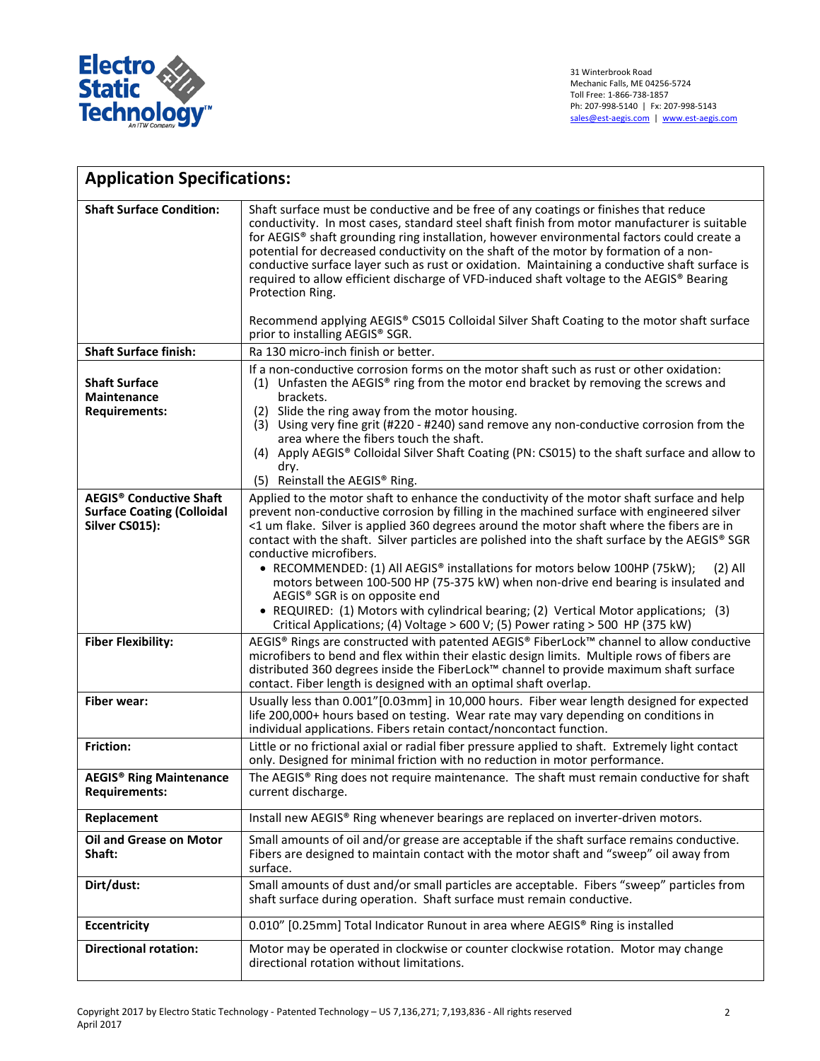Electro Static Technology
An ITW Company

31 Winterbrook Road
Mechanic Falls, ME 04256-5724
Toll Free: 1-866-738-1857
Ph: 207-998-5140 | Fx: 207-998-5143
sales@est-aegis.com | www.est-aegis.com

| **Application Specifications:** | |
|---|---|
| **Shaft Surface Condition:** | Shaft surface must be conductive and be free of any coatings or finishes that reduce conductivity. In most cases, standard steel shaft finish from motor manufacturer is suitable for AEGIS® shaft grounding ring installation, however environmental factors could create a potential for decreased conductivity on the shaft of the motor by formation of a non-conductive surface layer such as rust or oxidation. Maintaining a conductive shaft surface is required to allow efficient discharge of VFD-induced shaft voltage to the AEGIS® Bearing Protection Ring.<br><br>Recommend applying AEGIS® CS015 Colloidal Silver Shaft Coating to the motor shaft surface prior to installing AEGIS® SGR. |
| **Shaft Surface finish:** | Ra 130 micro-inch finish or better. |
| **Shaft Surface Maintenance Requirements:** | If a non-conductive corrosion forms on the motor shaft such as rust or other oxidation:<br>(1) Unfasten the AEGIS® ring from the motor end bracket by removing the screws and brackets.<br>(2) Slide the ring away from the motor housing.<br>(3) Using very fine grit (#220 - #240) sand remove any non-conductive corrosion from the area where the fibers touch the shaft.<br>(4) Apply AEGIS® Colloidal Silver Shaft Coating (PN: CS015) to the shaft surface and allow to dry.<br>(5) Reinstall the AEGIS® Ring. |
| **AEGIS® Conductive Shaft Surface Coating (Colloidal Silver CS015):** | Applied to the motor shaft to enhance the conductivity of the motor shaft surface and help prevent non-conductive corrosion by filling in the machined surface with engineered silver <1 um flake. Silver is applied 360 degrees around the motor shaft where the fibers are in contact with the shaft. Silver particles are polished into the shaft surface by the AEGIS® SGR conductive microfibers.<br>• RECOMMENDED: (1) All AEGIS® installations for motors below 100HP (75kW); (2) All motors between 100-500 HP (75-375 kW) when non-drive end bearing is insulated and AEGIS® SGR is on opposite end<br>• REQUIRED: (1) Motors with cylindrical bearing; (2) Vertical Motor applications; (3) Critical Applications; (4) Voltage > 600 V; (5) Power rating > 500 HP (375 kW) |
| **Fiber Flexibility:** | AEGIS® Rings are constructed with patented AEGIS® FiberLock™ channel to allow conductive microfibers to bend and flex within their elastic design limits. Multiple rows of fibers are distributed 360 degrees inside the FiberLock™ channel to provide maximum shaft surface contact. Fiber length is designed with an optimal shaft overlap. |
| **Fiber wear:** | Usually less than 0.001"[0.03mm] in 10,000 hours. Fiber wear length designed for expected life 200,000+ hours based on testing. Wear rate may vary depending on conditions in individual applications. Fibers retain contact/noncontact function. |
| **Friction:** | Little or no frictional axial or radial fiber pressure applied to shaft. Extremely light contact only. Designed for minimal friction with no reduction in motor performance. |
| **AEGIS® Ring Maintenance Requirements:** | The AEGIS® Ring does not require maintenance. The shaft must remain conductive for shaft current discharge. |
| **Replacement** | Install new AEGIS® Ring whenever bearings are replaced on inverter-driven motors. |
| **Oil and Grease on Motor Shaft:** | Small amounts of oil and/or grease are acceptable if the shaft surface remains conductive. Fibers are designed to maintain contact with the motor shaft and "sweep" oil away from surface. |
| **Dirt/dust:** | Small amounts of dust and/or small particles are acceptable. Fibers "sweep" particles from shaft surface during operation. Shaft surface must remain conductive. |
| **Eccentricity** | 0.010" [0.25mm] Total Indicator Runout in area where AEGIS® Ring is installed |
| **Directional rotation:** | Motor may be operated in clockwise or counter clockwise rotation. Motor may change directional rotation without limitations. |

Copyright 2017 by Electro Static Technology - Patented Technology – US 7,136,271; 7,193,836 - All rights reserved
April 2017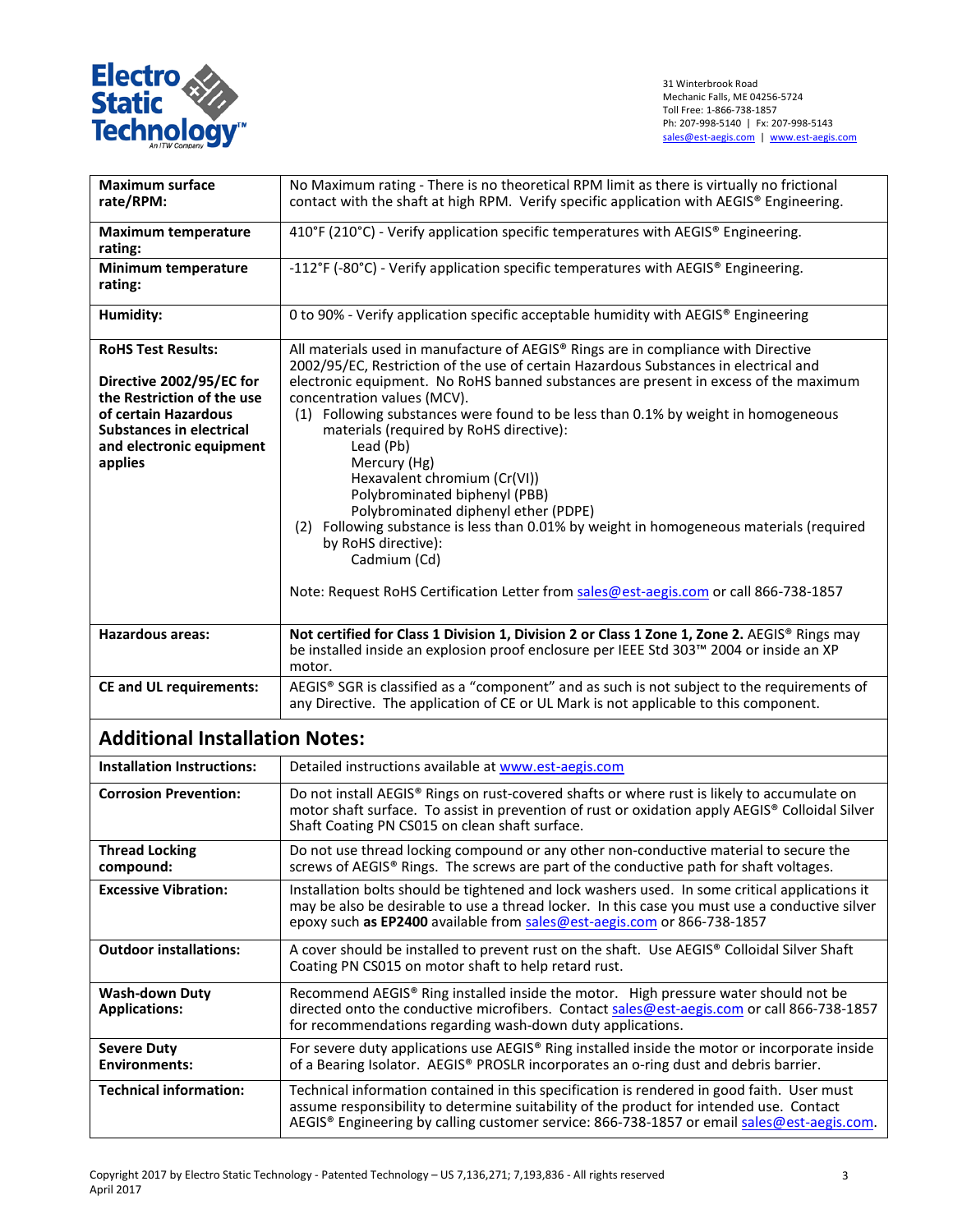Electro Static Technology™
An ITW Company

31 Winterbrook Road
Mechanic Falls, ME 04256-5724
Toll Free: 1-866-738-1857
Ph: 207-998-5140 | Fx: 207-998-5143
sales@est-aegis.com | www.est-aegis.com

| | |
|---|---|
| **Maximum surface rate/RPM:** | No Maximum rating - There is no theoretical RPM limit as there is virtually no frictional contact with the shaft at high RPM. Verify specific application with AEGIS® Engineering. |
| **Maximum temperature rating:** | 410°F (210°C) - Verify application specific temperatures with AEGIS® Engineering. |
| **Minimum temperature rating:** | -112°F (-80°C) - Verify application specific temperatures with AEGIS® Engineering. |
| **Humidity:** | 0 to 90% - Verify application specific acceptable humidity with AEGIS® Engineering |
| **RoHS Test Results:**<br><br>**Directive 2002/95/EC for the Restriction of the use of certain Hazardous Substances in electrical and electronic equipment applies** | All materials used in manufacture of AEGIS® Rings are in compliance with Directive 2002/95/EC, Restriction of the use of certain Hazardous Substances in electrical and electronic equipment. No RoHS banned substances are present in excess of the maximum concentration values (MCV).<br>(1) Following substances were found to be less than 0.1% by weight in homogeneous materials (required by RoHS directive):<br>Lead (Pb)<br>Mercury (Hg)<br>Hexavalent chromium (Cr(VI))<br>Polybrominated biphenyl (PBB)<br>Polybrominated diphenyl ether (PDPE)<br>(2) Following substance is less than 0.01% by weight in homogeneous materials (required by RoHS directive):<br>Cadmium (Cd)<br><br>Note: Request RoHS Certification Letter from sales@est-aegis.com or call 866-738-1857 |
| **Hazardous areas:** | **Not certified for Class 1 Division 1, Division 2 or Class 1 Zone 1, Zone 2.** AEGIS® Rings may be installed inside an explosion proof enclosure per IEEE Std 303™ 2004 or inside an XP motor. |
| **CE and UL requirements:** | AEGIS® SGR is classified as a "component" and as such is not subject to the requirements of any Directive. The application of CE or UL Mark is not applicable to this component. |

## Additional Installation Notes:

| | |
|---|---|
| **Installation Instructions:** | Detailed instructions available at www.est-aegis.com |
| **Corrosion Prevention:** | Do not install AEGIS® Rings on rust-covered shafts or where rust is likely to accumulate on motor shaft surface. To assist in prevention of rust or oxidation apply AEGIS® Colloidal Silver Shaft Coating PN CS015 on clean shaft surface. |
| **Thread Locking compound:** | Do not use thread locking compound or any other non-conductive material to secure the screws of AEGIS® Rings. The screws are part of the conductive path for shaft voltages. |
| **Excessive Vibration:** | Installation bolts should be tightened and lock washers used. In some critical applications it may be also be desirable to use a thread locker. In this case you must use a conductive silver epoxy such **as EP2400** available from sales@est-aegis.com or 866-738-1857 |
| **Outdoor installations:** | A cover should be installed to prevent rust on the shaft. Use AEGIS® Colloidal Silver Shaft Coating PN CS015 on motor shaft to help retard rust. |
| **Wash-down Duty Applications:** | Recommend AEGIS® Ring installed inside the motor. High pressure water should not be directed onto the conductive microfibers. Contact sales@est-aegis.com or call 866-738-1857 for recommendations regarding wash-down duty applications. |
| **Severe Duty Environments:** | For severe duty applications use AEGIS® Ring installed inside the motor or incorporate inside of a Bearing Isolator. AEGIS® PROSLR incorporates an o-ring dust and debris barrier. |
| **Technical information:** | Technical information contained in this specification is rendered in good faith. User must assume responsibility to determine suitability of the product for intended use. Contact AEGIS® Engineering by calling customer service: 866-738-1857 or email sales@est-aegis.com. |

Copyright 2017 by Electro Static Technology - Patented Technology – US 7,136,271; 7,193,836 - All rights reserved
April 2017